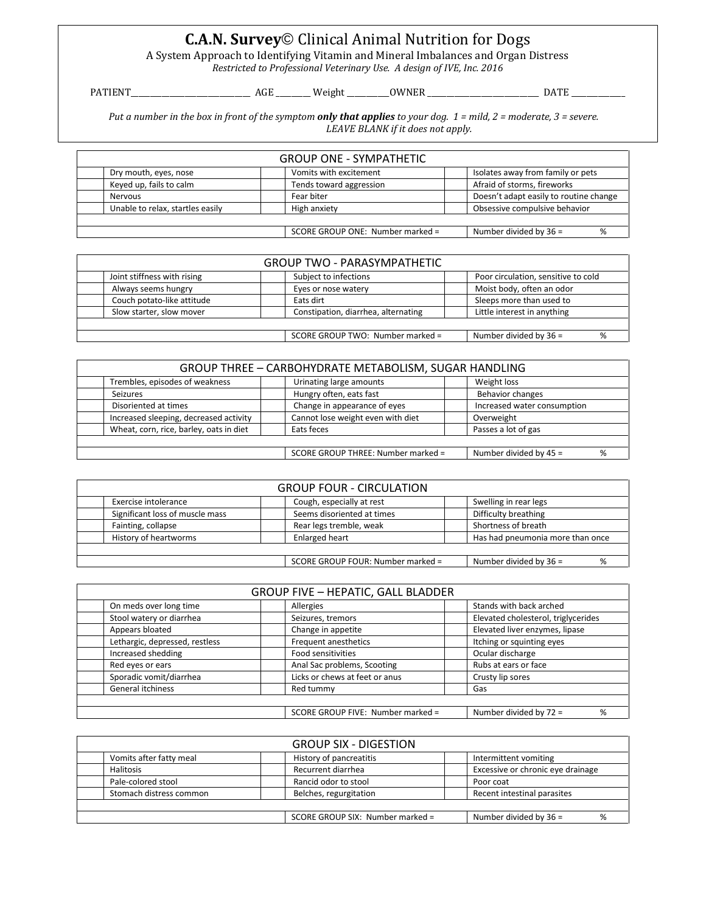# **C.A.N. Survey**© Clinical Animal Nutrition for Dogs

A System Approach to Identifying Vitamin and Mineral Imbalances and Organ Distress

*Restricted to Professional Veterinary Use. A design of IVE, Inc. 2016*

PATIENT___________________________ AGE ________ Weight _________OWNER __________________________ DATE ____________

*Put a number in the box in front of the symptom **only that applies** to your dog. 1 = mild, 2 = moderate, 3 = severe. LEAVE BLANK if it does not apply.*

| GROUP ONE - SYMPATHETIC | | | | | |
|---|---|---|---|---|---|
| | Dry mouth, eyes, nose | | Vomits with excitement | | Isolates away from family or pets |
| | Keyed up, fails to calm | | Tends toward aggression | | Afraid of storms, fireworks |
| | Nervous | | Fear biter | | Doesn't adapt easily to routine change |
| | Unable to relax, startles easily | | High anxiety | | Obsessive compulsive behavior |
| | | | | | |
| | | | SCORE GROUP ONE: Number marked = | | Number divided by 36 = % |

| GROUP TWO - PARASYMPATHETIC | | | | | |
|---|---|---|---|---|---|
| | Joint stiffness with rising | | Subject to infections | | Poor circulation, sensitive to cold |
| | Always seems hungry | | Eyes or nose watery | | Moist body, often an odor |
| | Couch potato-like attitude | | Eats dirt | | Sleeps more than used to |
| | Slow starter, slow mover | | Constipation, diarrhea, alternating | | Little interest in anything |
| | | | | | |
| | | | SCORE GROUP TWO: Number marked = | | Number divided by 36 = % |

| GROUP THREE – CARBOHYDRATE METABOLISM, SUGAR HANDLING | | | | | |
|---|---|---|---|---|---|
| | Trembles, episodes of weakness | | Urinating large amounts | | Weight loss |
| | Seizures | | Hungry often, eats fast | | Behavior changes |
| | Disoriented at times | | Change in appearance of eyes | | Increased water consumption |
| | Increased sleeping, decreased activity | | Cannot lose weight even with diet | | Overweight |
| | Wheat, corn, rice, barley, oats in diet | | Eats feces | | Passes a lot of gas |
| | | | | | |
| | | | SCORE GROUP THREE: Number marked = | | Number divided by 45 = % |

| GROUP FOUR - CIRCULATION | | | | | |
|---|---|---|---|---|---|
| | Exercise intolerance | | Cough, especially at rest | | Swelling in rear legs |
| | Significant loss of muscle mass | | Seems disoriented at times | | Difficulty breathing |
| | Fainting, collapse | | Rear legs tremble, weak | | Shortness of breath |
| | History of heartworms | | Enlarged heart | | Has had pneumonia more than once |
| | | | | | |
| | | | SCORE GROUP FOUR: Number marked = | | Number divided by 36 = % |

| GROUP FIVE – HEPATIC, GALL BLADDER | | | | | |
|---|---|---|---|---|---|
| | On meds over long time | | Allergies | | Stands with back arched |
| | Stool watery or diarrhea | | Seizures, tremors | | Elevated cholesterol, triglycerides |
| | Appears bloated | | Change in appetite | | Elevated liver enzymes, lipase |
| | Lethargic, depressed, restless | | Frequent anesthetics | | Itching or squinting eyes |
| | Increased shedding | | Food sensitivities | | Ocular discharge |
| | Red eyes or ears | | Anal Sac problems, Scooting | | Rubs at ears or face |
| | Sporadic vomit/diarrhea | | Licks or chews at feet or anus | | Crusty lip sores |
| | General itchiness | | Red tummy | | Gas |
| | | | | | |
| | | | SCORE GROUP FIVE: Number marked = | | Number divided by 72 = % |

| GROUP SIX - DIGESTION | | | | | |
|---|---|---|---|---|---|
| | Vomits after fatty meal | | History of pancreatitis | | Intermittent vomiting |
| | Halitosis | | Recurrent diarrhea | | Excessive or chronic eye drainage |
| | Pale-colored stool | | Rancid odor to stool | | Poor coat |
| | Stomach distress common | | Belches, regurgitation | | Recent intestinal parasites |
| | | | | | |
| | | | SCORE GROUP SIX: Number marked = | | Number divided by 36 = % |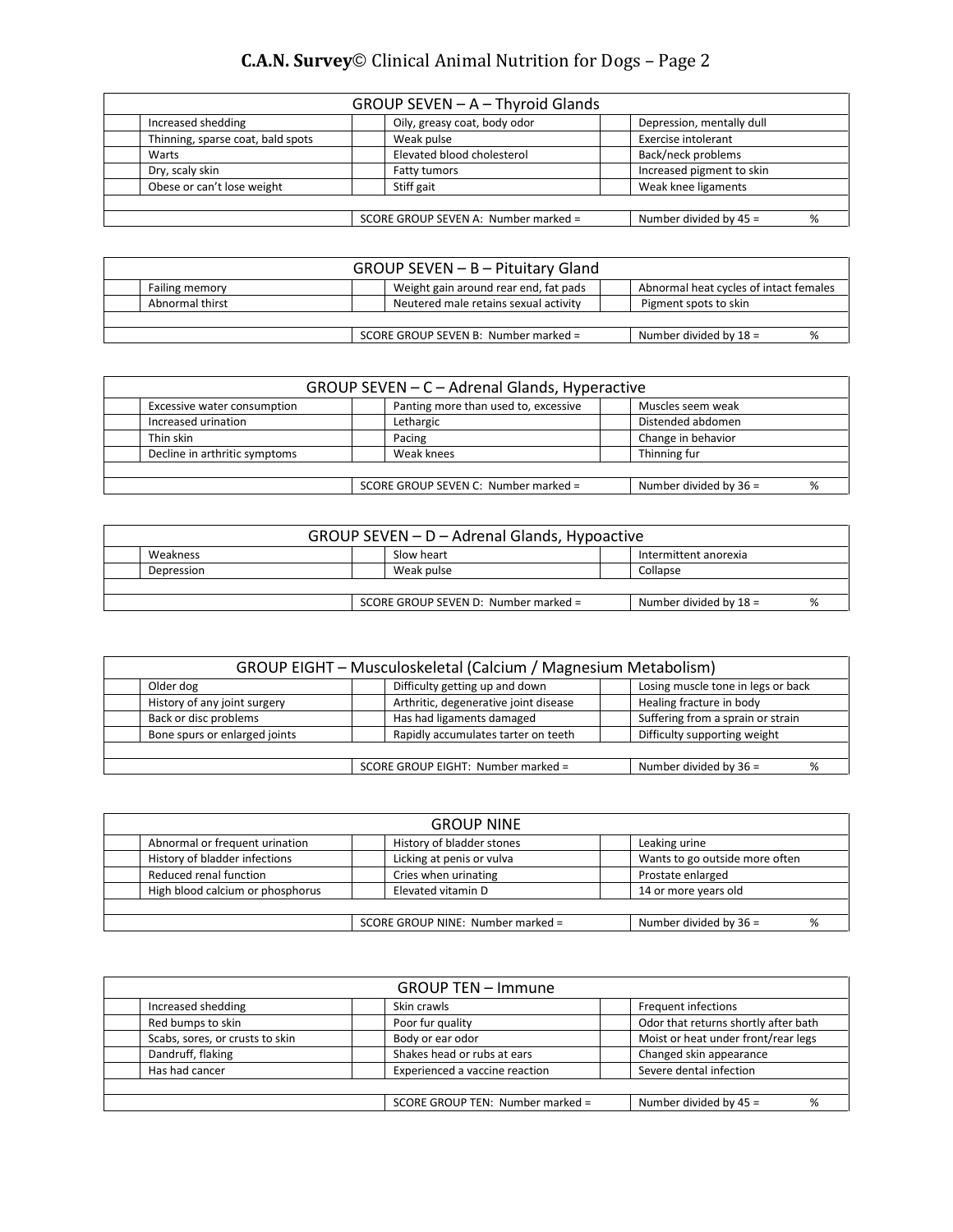| GROUP SEVEN – A – Thyroid Glands | | | | | |
|---|---|---|---|---|---|
| | Increased shedding | | Oily, greasy coat, body odor | | Depression, mentally dull |
| | Thinning, sparse coat, bald spots | | Weak pulse | | Exercise intolerant |
| | Warts | | Elevated blood cholesterol | | Back/neck problems |
| | Dry, scaly skin | | Fatty tumors | | Increased pigment to skin |
| | Obese or can't lose weight | | Stiff gait | | Weak knee ligaments |
| | | | | | |
| | | | SCORE GROUP SEVEN A: Number marked = | | Number divided by 45 = % |

| GROUP SEVEN – B – Pituitary Gland | | | | | |
|---|---|---|---|---|---|
| | Failing memory | | Weight gain around rear end, fat pads | | Abnormal heat cycles of intact females |
| | Abnormal thirst | | Neutered male retains sexual activity | | Pigment spots to skin |
| | | | | | |
| | | | SCORE GROUP SEVEN B: Number marked = | | Number divided by 18 = % |

| GROUP SEVEN – C – Adrenal Glands, Hyperactive | | | | | |
|---|---|---|---|---|---|
| | Excessive water consumption | | Panting more than used to, excessive | | Muscles seem weak |
| | Increased urination | | Lethargic | | Distended abdomen |
| | Thin skin | | Pacing | | Change in behavior |
| | Decline in arthritic symptoms | | Weak knees | | Thinning fur |
| | | | | | |
| | | | SCORE GROUP SEVEN C: Number marked = | | Number divided by 36 = % |

| GROUP SEVEN – D – Adrenal Glands, Hypoactive | | | | | |
|---|---|---|---|---|---|
| | Weakness | | Slow heart | | Intermittent anorexia |
| | Depression | | Weak pulse | | Collapse |
| | | | | | |
| | | | SCORE GROUP SEVEN D: Number marked = | | Number divided by 18 = % |

| GROUP EIGHT – Musculoskeletal (Calcium / Magnesium Metabolism) | | | | | |
|---|---|---|---|---|---|
| | Older dog | | Difficulty getting up and down | | Losing muscle tone in legs or back |
| | History of any joint surgery | | Arthritic, degenerative joint disease | | Healing fracture in body |
| | Back or disc problems | | Has had ligaments damaged | | Suffering from a sprain or strain |
| | Bone spurs or enlarged joints | | Rapidly accumulates tarter on teeth | | Difficulty supporting weight |
| | | | | | |
| | | | SCORE GROUP EIGHT: Number marked = | | Number divided by 36 = % |

| GROUP NINE | | | | | |
|---|---|---|---|---|---|
| | Abnormal or frequent urination | | History of bladder stones | | Leaking urine |
| | History of bladder infections | | Licking at penis or vulva | | Wants to go outside more often |
| | Reduced renal function | | Cries when urinating | | Prostate enlarged |
| | High blood calcium or phosphorus | | Elevated vitamin D | | 14 or more years old |
| | | | | | |
| | | | SCORE GROUP NINE: Number marked = | | Number divided by 36 = % |

| GROUP TEN – Immune | | | | | |
|---|---|---|---|---|---|
| | Increased shedding | | Skin crawls | | Frequent infections |
| | Red bumps to skin | | Poor fur quality | | Odor that returns shortly after bath |
| | Scabs, sores, or crusts to skin | | Body or ear odor | | Moist or heat under front/rear legs |
| | Dandruff, flaking | | Shakes head or rubs at ears | | Changed skin appearance |
| | Has had cancer | | Experienced a vaccine reaction | | Severe dental infection |
| | | | | | |
| | | | SCORE GROUP TEN: Number marked = | | Number divided by 45 = % |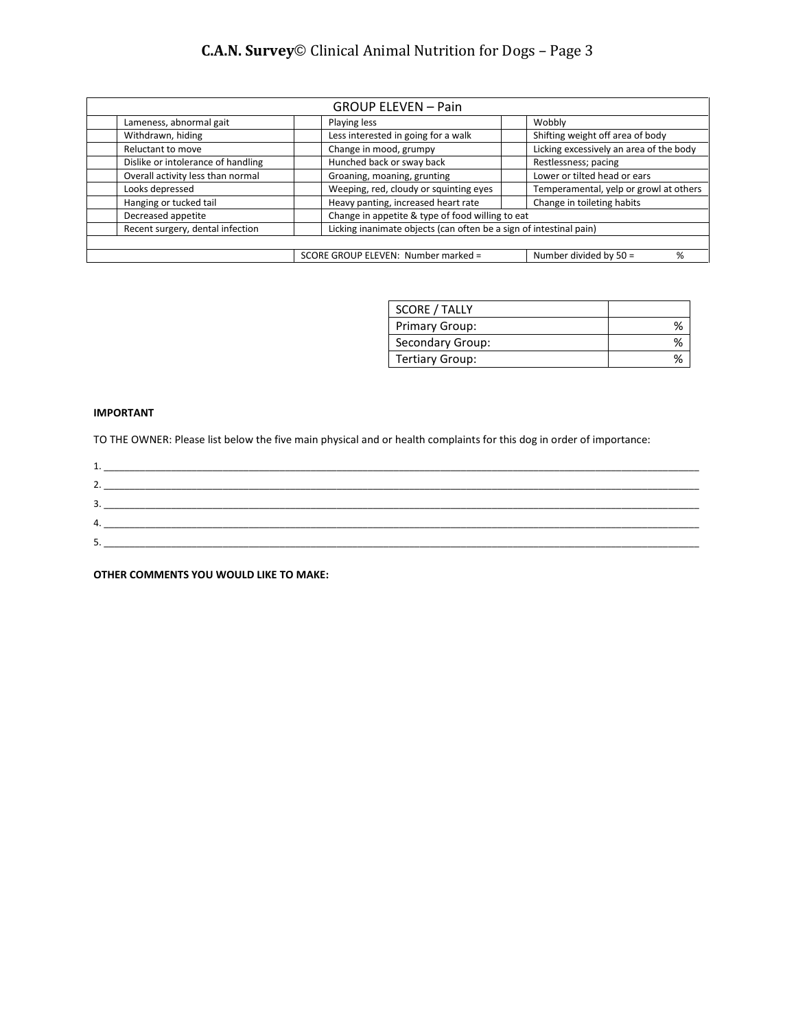| GROUP ELEVEN – Pain | | | | | |
|---|---|---|---|---|---|
| | Lameness, abnormal gait | | Playing less | | Wobbly |
| | Withdrawn, hiding | | Less interested in going for a walk | | Shifting weight off area of body |
| | Reluctant to move | | Change in mood, grumpy | | Licking excessively an area of the body |
| | Dislike or intolerance of handling | | Hunched back or sway back | | Restlessness; pacing |
| | Overall activity less than normal | | Groaning, moaning, grunting | | Lower or tilted head or ears |
| | Looks depressed | | Weeping, red, cloudy or squinting eyes | | Temperamental, yelp or growl at others |
| | Hanging or tucked tail | | Heavy panting, increased heart rate | | Change in toileting habits |
| | Decreased appetite | | Change in appetite & type of food willing to eat | | |
| | Recent surgery, dental infection | | Licking inanimate objects (can often be a sign of intestinal pain) | | |
| | | | | | |
| | | SCORE GROUP ELEVEN: Number marked = | | Number divided by 50 = % | |

| SCORE / TALLY | |
|---|---|
| Primary Group: | % |
| Secondary Group: | % |
| Tertiary Group: | % |

**IMPORTANT**

TO THE OWNER: Please list below the five main physical and or health complaints for this dog in order of importance:

1. ____________________________________________
2. ____________________________________________
3. ____________________________________________
4. ____________________________________________
5. ____________________________________________

**OTHER COMMENTS YOU WOULD LIKE TO MAKE:**